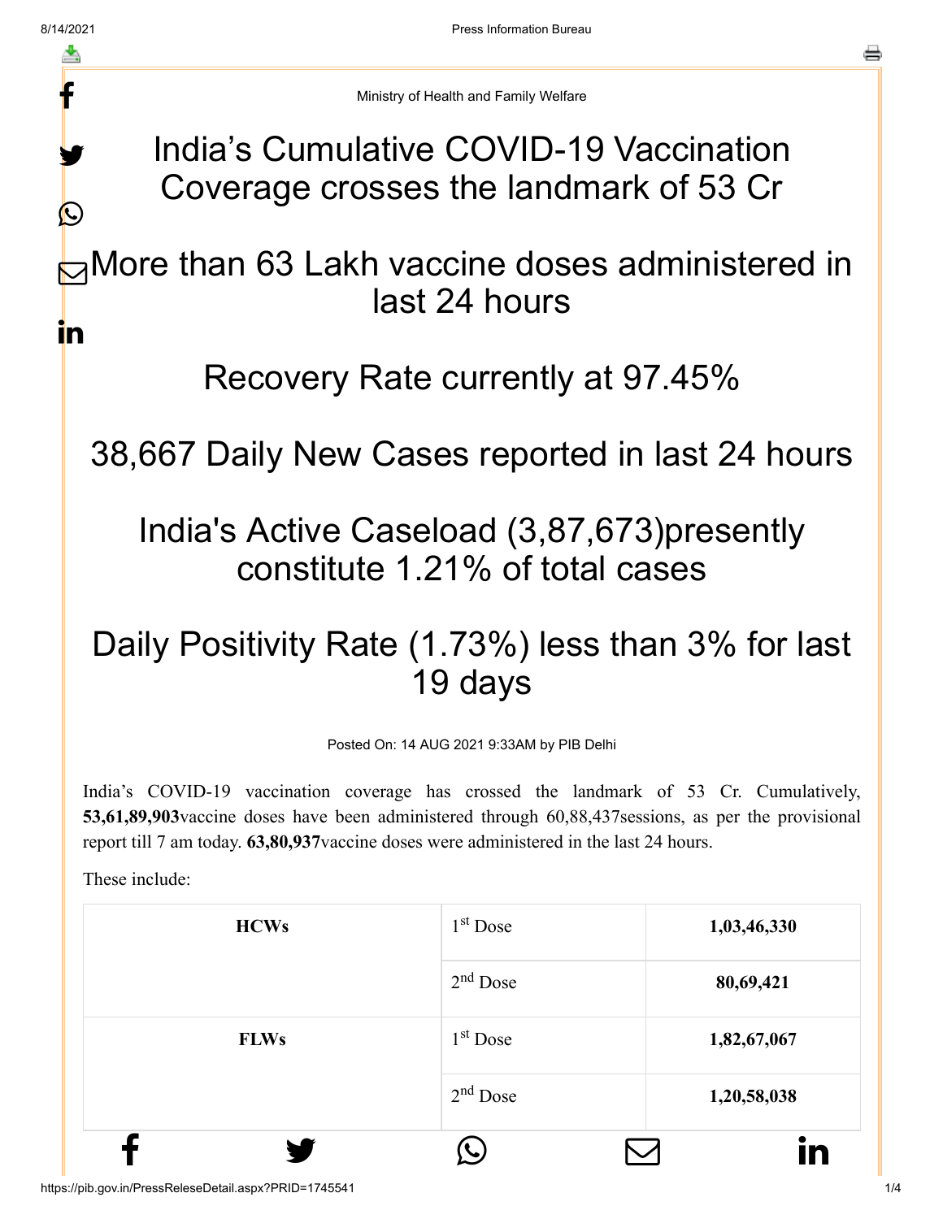Ministry of Health and Family Welfare

# India's Cumulative COVID-19 Vaccination Coverage crosses the landmark of 53 Cr

## More than 63 Lakh vaccine doses administered in last 24 hours

## Recovery Rate currently at 97.45%

## 38,667 Daily New Cases reported in last 24 hours

## India's Active Caseload (3,87,673)presently constitute 1.21% of total cases

## Daily Positivity Rate (1.73%) less than 3% for last 19 days

Posted On: 14 AUG 2021 9:33AM by PIB Delhi

India's COVID-19 vaccination coverage has crossed the landmark of 53 Cr. Cumulatively, **53,61,89,903**vaccine doses have been administered through 60,88,437sessions, as per the provisional report till 7 am today. **63,80,937**vaccine doses were administered in the last 24 hours.

These include:

| | | |
|---|---|---|
| **HCWs** | 1st Dose | **1,03,46,330** |
| | 2nd Dose | **80,69,421** |
| **FLWs** | 1st Dose | **1,82,67,067** |
| | 2nd Dose | **1,20,58,038** |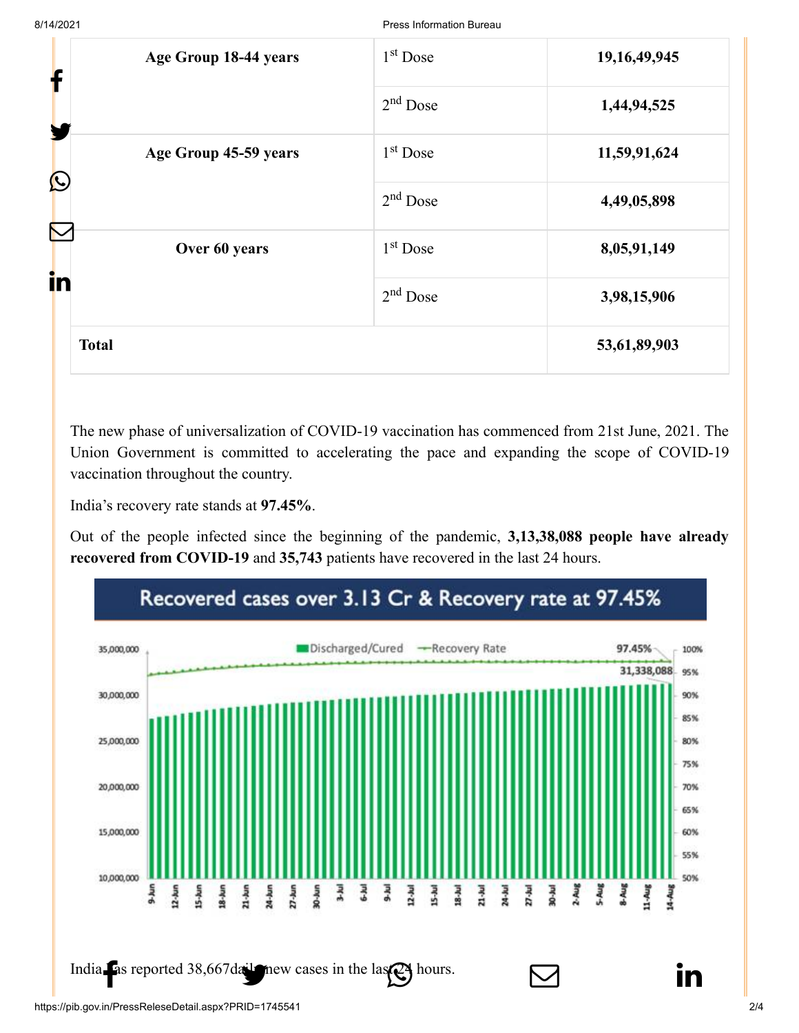| Age Group 18-44 years | 1st Dose | 19,16,49,945 |
|---|---|---|
| | 2nd Dose | 1,44,94,525 |
| Age Group 45-59 years | 1st Dose | 11,59,91,624 |
| | 2nd Dose | 4,49,05,898 |
| Over 60 years | 1st Dose | 8,05,91,149 |
| | 2nd Dose | 3,98,15,906 |
| **Total** | | **53,61,89,903** |

The new phase of universalization of COVID-19 vaccination has commenced from 21st June, 2021. The Union Government is committed to accelerating the pace and expanding the scope of COVID-19 vaccination throughout the country.

India's recovery rate stands at **97.45%**.

Out of the people infected since the beginning of the pandemic, **3,13,38,088 people have already recovered from COVID-19** and **35,743** patients have recovered in the last 24 hours.

Recovered cases over 3.13 Cr & Recovery rate at 97.45%

India has reported 38,667 daily new cases in the last 24 hours.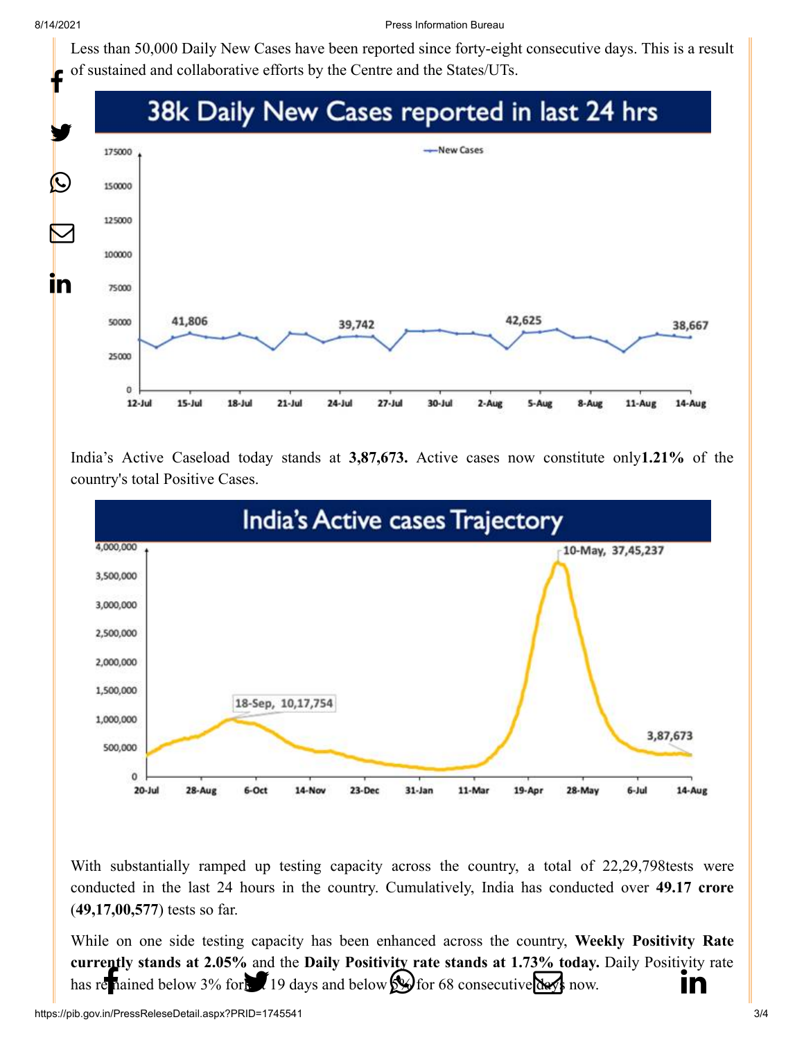Less than 50,000 Daily New Cases have been reported since forty-eight consecutive days. This is a result of sustained and collaborative efforts by the Centre and the States/UTs.

India's Active Caseload today stands at **3,87,673.** Active cases now constitute only**1.21%** of the country's total Positive Cases.

With substantially ramped up testing capacity across the country, a total of 22,29,798tests were conducted in the last 24 hours in the country. Cumulatively, India has conducted over **49.17 crore** (**49,17,00,577**) tests so far.

While on one side testing capacity has been enhanced across the country, **Weekly Positivity Rate currently stands at 2.05%** and the **Daily Positivity rate stands at 1.73% today.** Daily Positivity rate has remained below 3% for last 19 days and below 5% for 68 consecutive days now.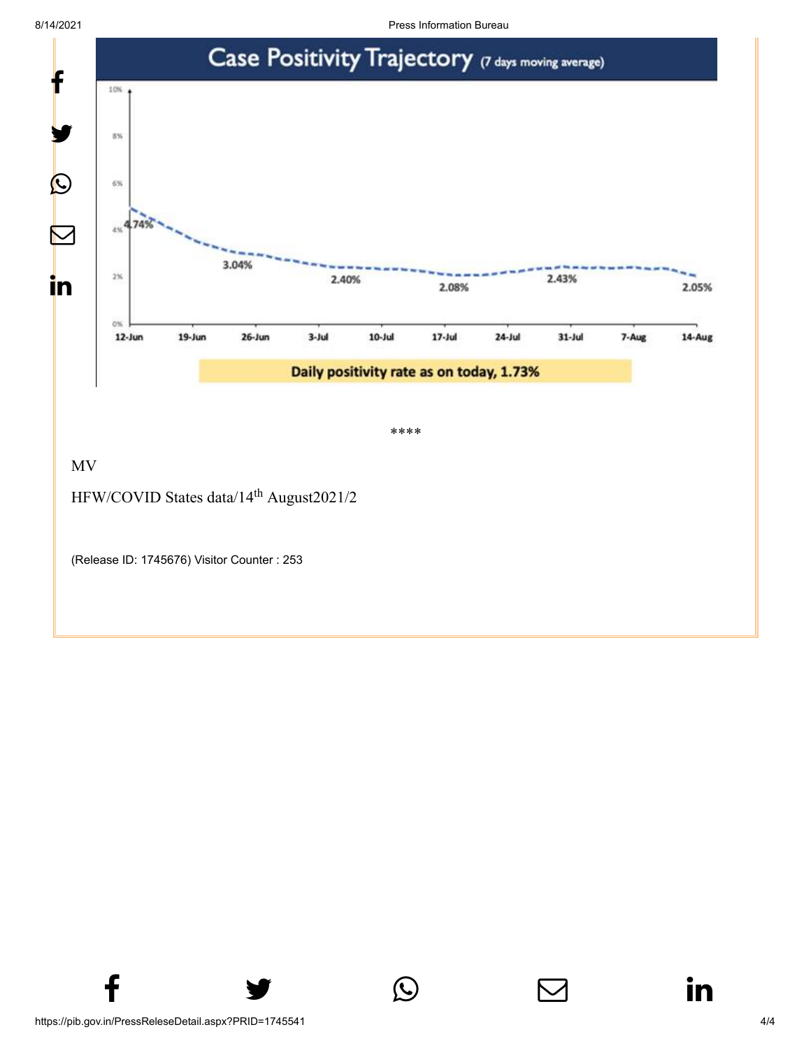Case Positivity Trajectory (7 days moving average)

10%
8%
6%
4%
2%
0%

4.74%
3.04%
2.40%
2.08%
2.43%
2.05%

12-Jun
19-Jun
26-Jun
3-Jul
10-Jul
17-Jul
24-Jul
31-Jul
7-Aug
14-Aug

Daily positivity rate as on today, 1.73%

****

MV

HFW/COVID States data/14th August2021/2

(Release ID: 1745676) Visitor Counter : 253